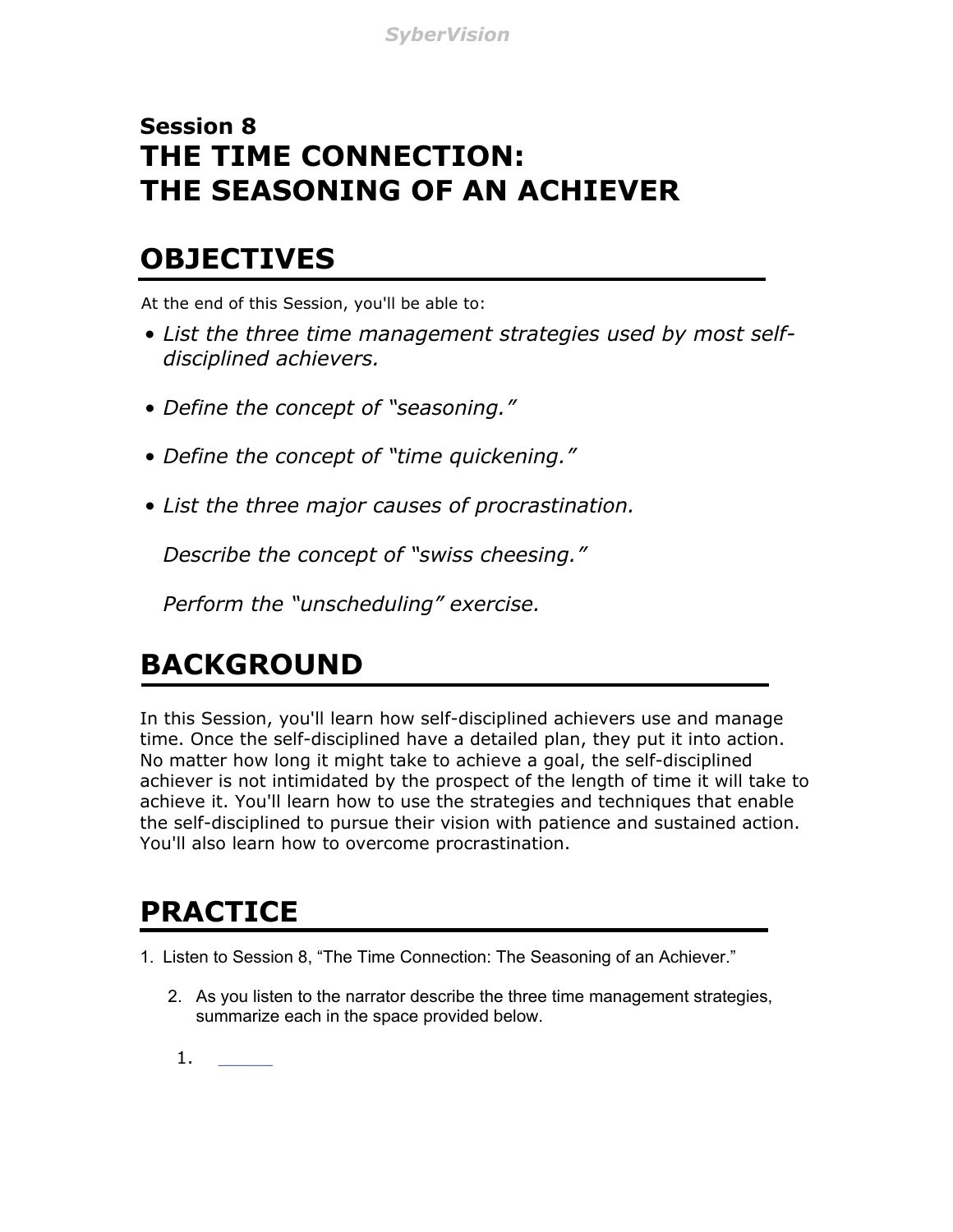## Session 8
# THE TIME CONNECTION: THE SEASONING OF AN ACHIEVER

## OBJECTIVES

At the end of this Session, you'll be able to:

- *List the three time management strategies used by most self-disciplined achievers.*
- *Define the concept of "seasoning."*
- *Define the concept of "time quickening."*
- *List the three major causes of procrastination.*

  *Describe the concept of "swiss cheesing."*

  *Perform the "unscheduling" exercise.*

## BACKGROUND

In this Session, you'll learn how self-disciplined achievers use and manage time. Once the self-disciplined have a detailed plan, they put it into action. No matter how long it might take to achieve a goal, the self-disciplined achiever is not intimidated by the prospect of the length of time it will take to achieve it. You'll learn how to use the strategies and techniques that enable the self-disciplined to pursue their vision with patience and sustained action. You'll also learn how to overcome procrastination.

## PRACTICE

1. Listen to Session 8, "The Time Connection: The Seasoning of an Achiever."

   2. As you listen to the narrator describe the three time management strategies, summarize each in the space provided below.

   1. ______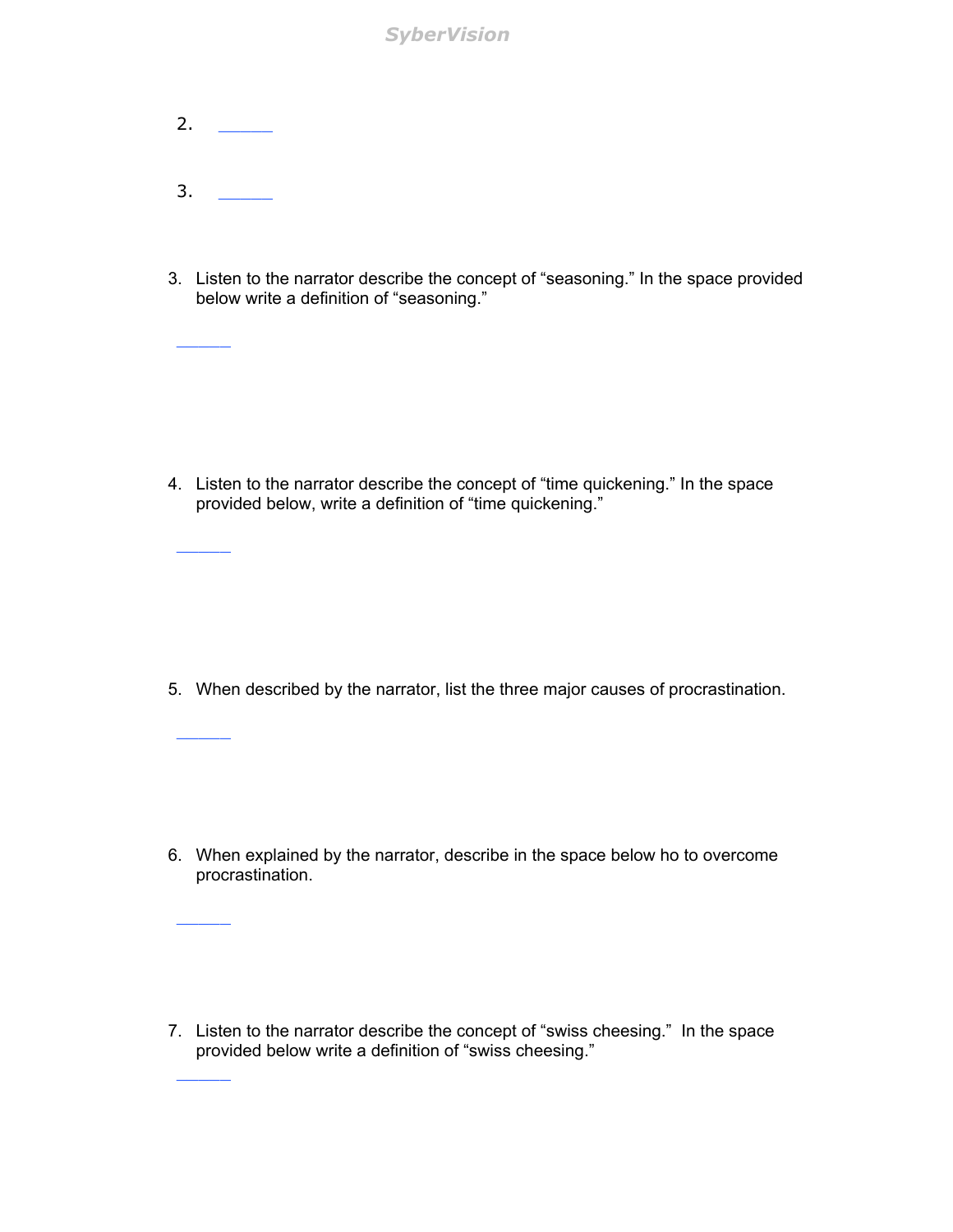2. ______

3. ______

3. Listen to the narrator describe the concept of “seasoning.” In the space provided below write a definition of “seasoning.”

______

4. Listen to the narrator describe the concept of “time quickening.” In the space provided below, write a definition of “time quickening.”

______

5. When described by the narrator, list the three major causes of procrastination.

______

6. When explained by the narrator, describe in the space below ho to overcome procrastination.

______

7. Listen to the narrator describe the concept of “swiss cheesing.” In the space provided below write a definition of “swiss cheesing.”

______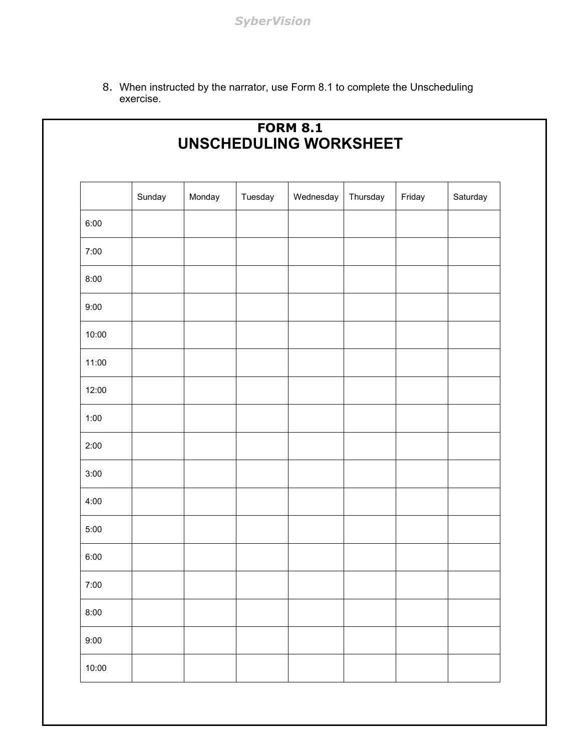8. When instructed by the narrator, use Form 8.1 to complete the Unscheduling exercise.

## FORM 8.1
# UNSCHEDULING WORKSHEET

| | Sunday | Monday | Tuesday | Wednesday | Thursday | Friday | Saturday |
|---|---|---|---|---|---|---|---|
| 6:00 | | | | | | | |
| 7:00 | | | | | | | |
| 8:00 | | | | | | | |
| 9:00 | | | | | | | |
| 10:00 | | | | | | | |
| 11:00 | | | | | | | |
| 12:00 | | | | | | | |
| 1:00 | | | | | | | |
| 2:00 | | | | | | | |
| 3:00 | | | | | | | |
| 4:00 | | | | | | | |
| 5:00 | | | | | | | |
| 6:00 | | | | | | | |
| 7:00 | | | | | | | |
| 8:00 | | | | | | | |
| 9:00 | | | | | | | |
| 10:00 | | | | | | | |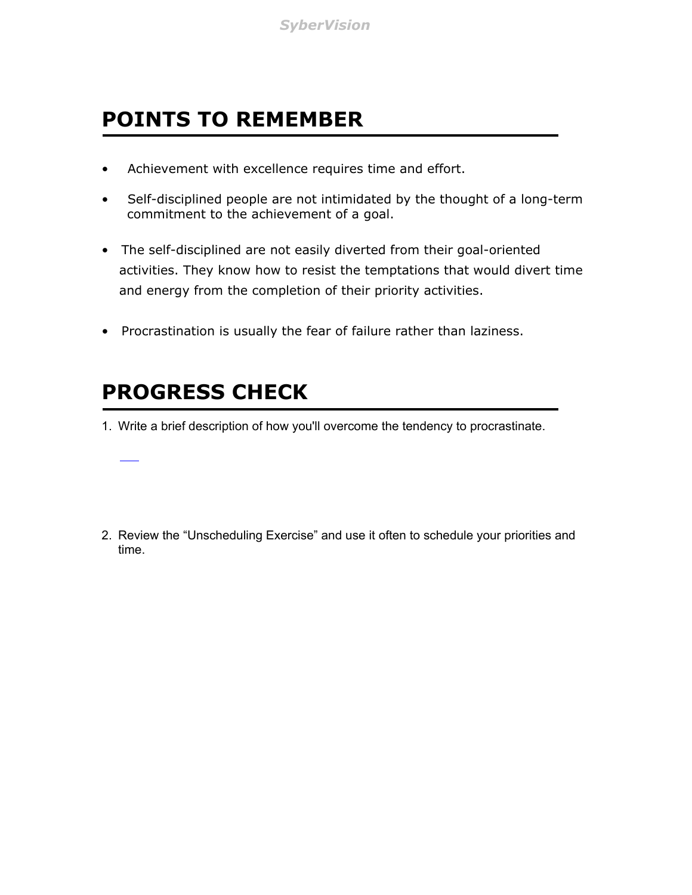## POINTS TO REMEMBER

- Achievement with excellence requires time and effort.
- Self-disciplined people are not intimidated by the thought of a long-term commitment to the achievement of a goal.
- The self-disciplined are not easily diverted from their goal-oriented activities. They know how to resist the temptations that would divert time and energy from the completion of their priority activities.
- Procrastination is usually the fear of failure rather than laziness.

## PROGRESS CHECK

1. Write a brief description of how you'll overcome the tendency to procrastinate.

2. Review the "Unscheduling Exercise" and use it often to schedule your priorities and time.